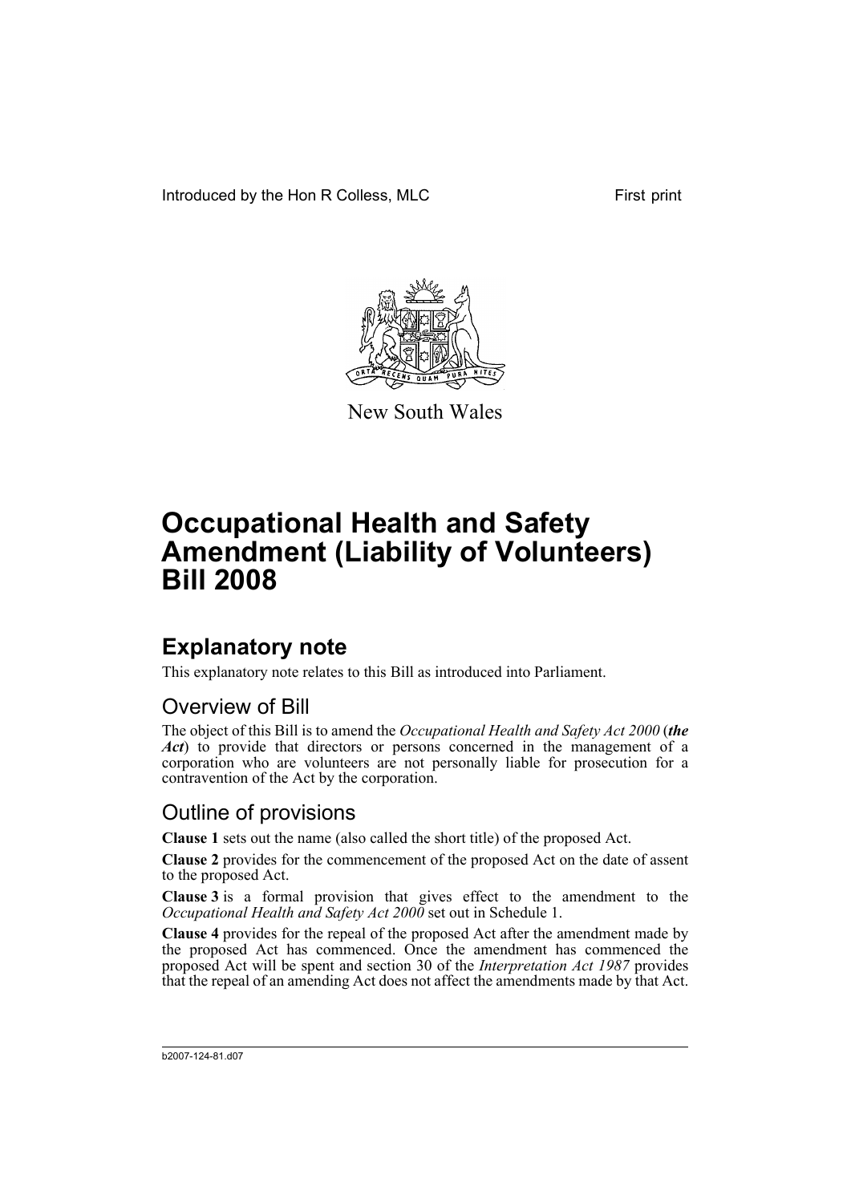Introduced by the Hon R Colless, MLC First print

New South Wales

# Occupational Health and Safety Amendment (Liability of Volunteers) Bill 2008

## Explanatory note

This explanatory note relates to this Bill as introduced into Parliament.

### Overview of Bill

The object of this Bill is to amend the *Occupational Health and Safety Act 2000* (***the Act***) to provide that directors or persons concerned in the management of a corporation who are volunteers are not personally liable for prosecution for a contravention of the Act by the corporation.

### Outline of provisions

**Clause 1** sets out the name (also called the short title) of the proposed Act.

**Clause 2** provides for the commencement of the proposed Act on the date of assent to the proposed Act.

**Clause 3** is a formal provision that gives effect to the amendment to the *Occupational Health and Safety Act 2000* set out in Schedule 1.

**Clause 4** provides for the repeal of the proposed Act after the amendment made by the proposed Act has commenced. Once the amendment has commenced the proposed Act will be spent and section 30 of the *Interpretation Act 1987* provides that the repeal of an amending Act does not affect the amendments made by that Act.

b2007-124-81.d07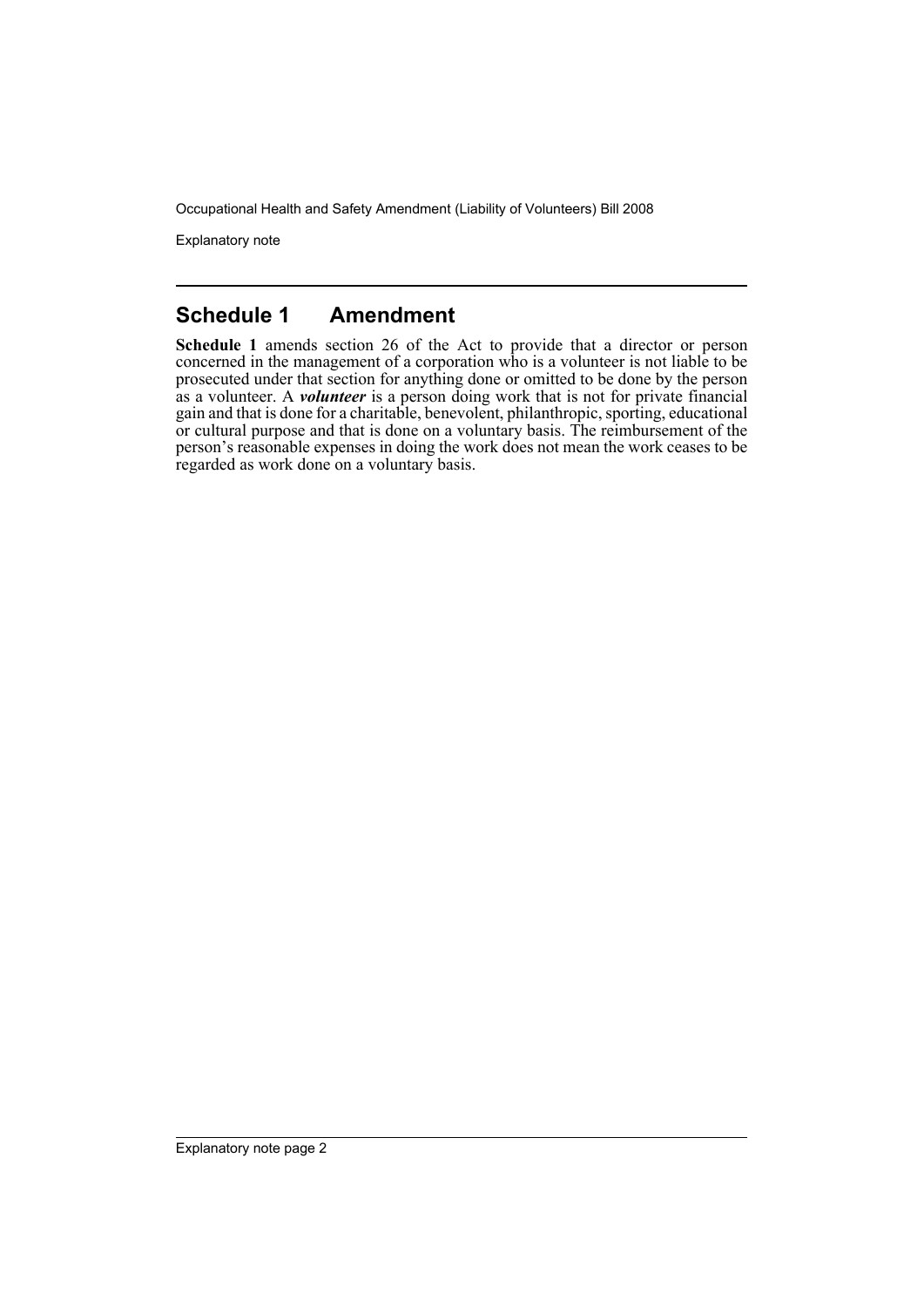## Schedule 1 Amendment

**Schedule 1** amends section 26 of the Act to provide that a director or person concerned in the management of a corporation who is a volunteer is not liable to be prosecuted under that section for anything done or omitted to be done by the person as a volunteer. A ***volunteer*** is a person doing work that is not for private financial gain and that is done for a charitable, benevolent, philanthropic, sporting, educational or cultural purpose and that is done on a voluntary basis. The reimbursement of the person's reasonable expenses in doing the work does not mean the work ceases to be regarded as work done on a voluntary basis.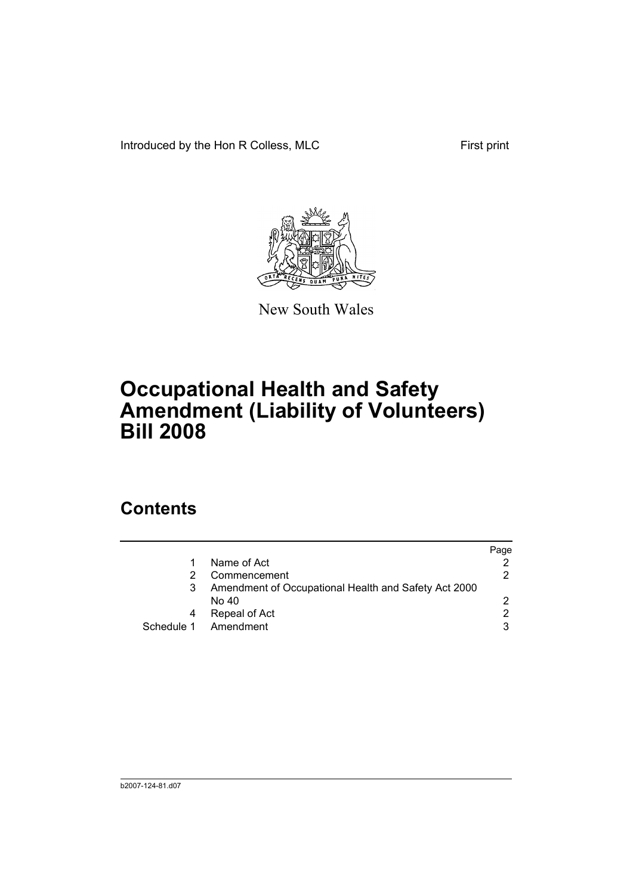Introduced by the Hon R Colless, MLC                                                    First print

New South Wales

# Occupational Health and Safety Amendment (Liability of Volunteers) Bill 2008

## Contents

| | | Page |
|---|---|---|
| 1 | Name of Act | 2 |
| 2 | Commencement | 2 |
| 3 | Amendment of Occupational Health and Safety Act 2000 No 40 | 2 |
| 4 | Repeal of Act | 2 |
| Schedule 1 | Amendment | 3 |

b2007-124-81.d07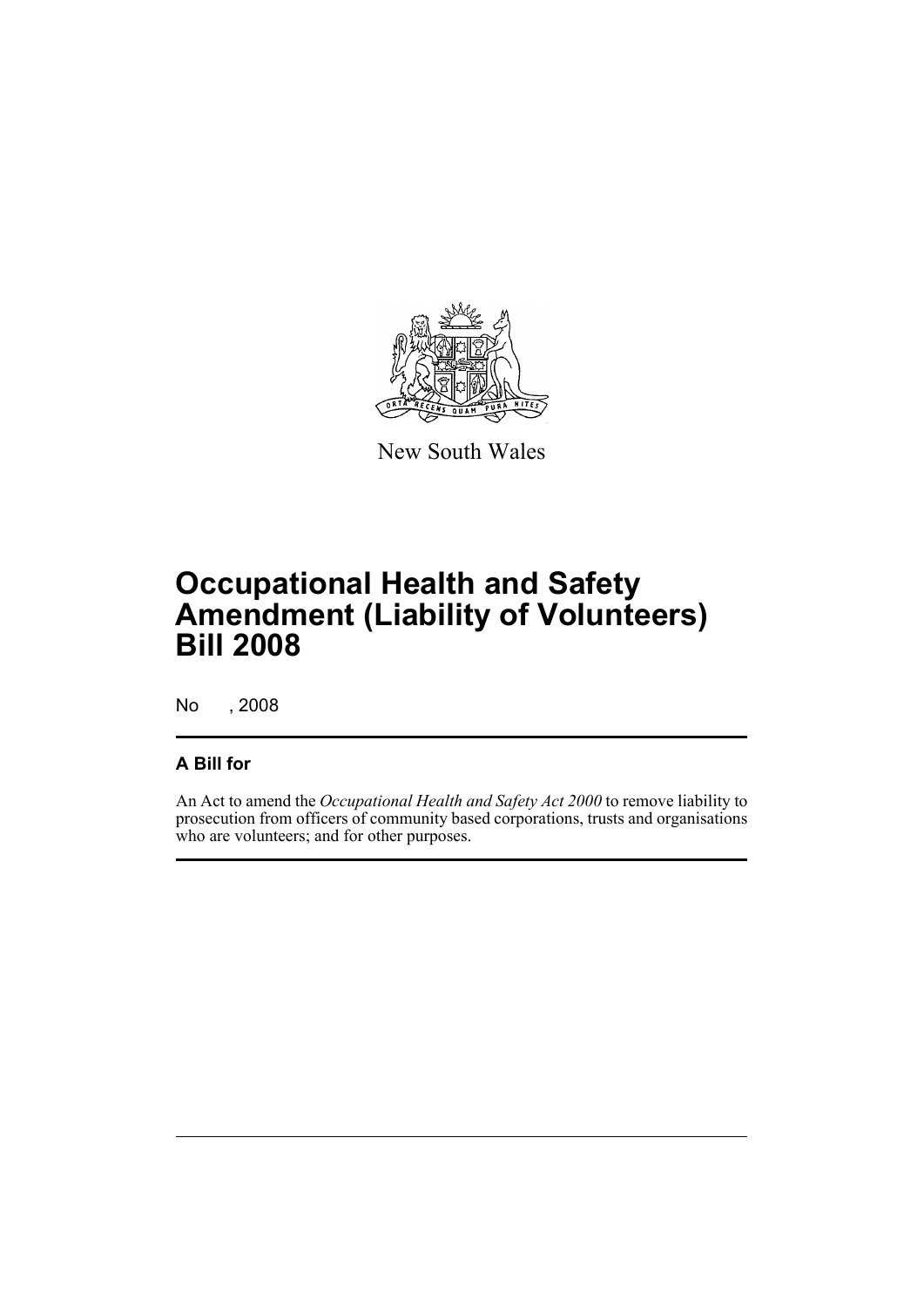New South Wales

# Occupational Health and Safety Amendment (Liability of Volunteers) Bill 2008

No , 2008

## A Bill for

An Act to amend the *Occupational Health and Safety Act 2000* to remove liability to prosecution from officers of community based corporations, trusts and organisations who are volunteers; and for other purposes.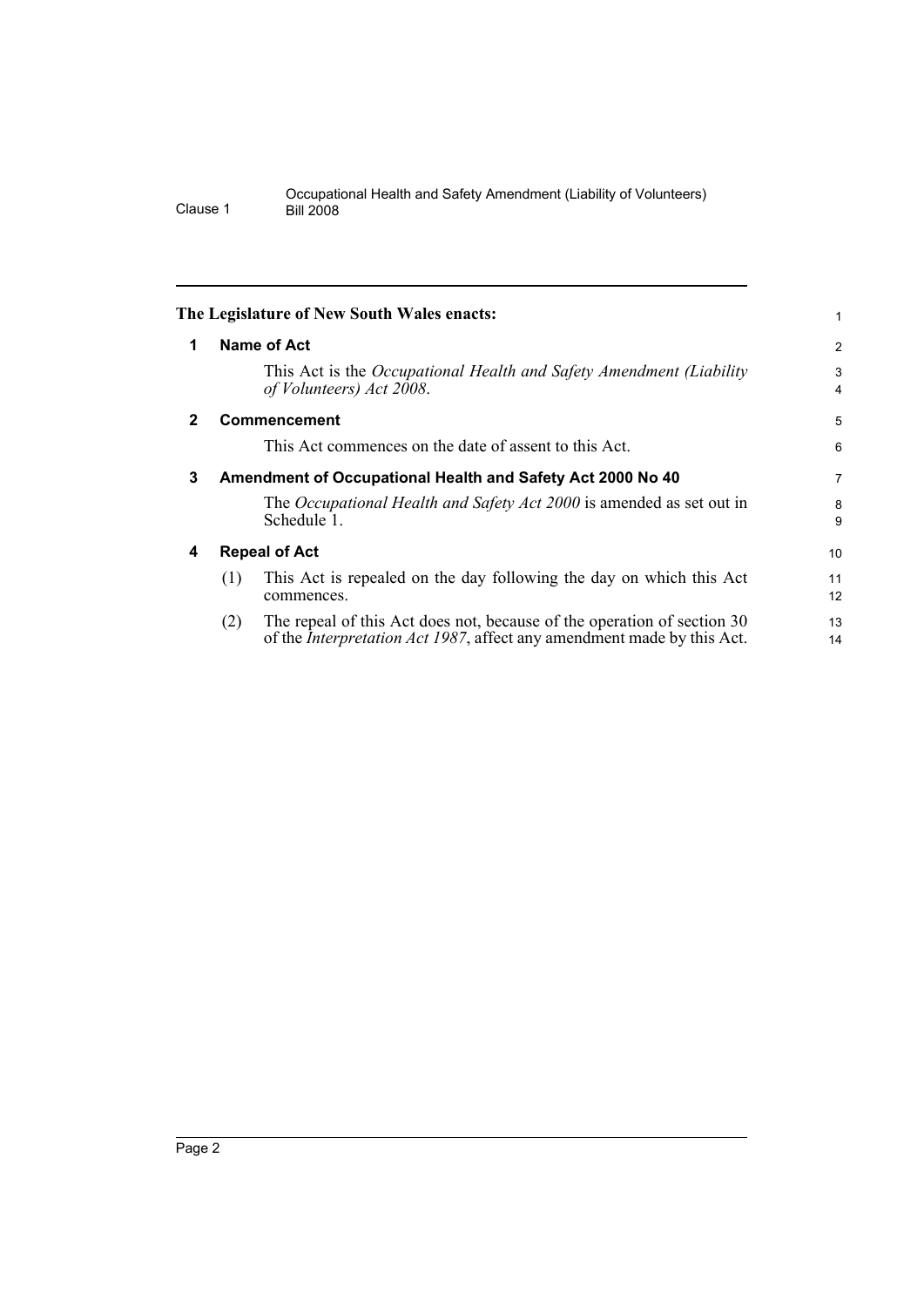**The Legislature of New South Wales enacts:**

## 1 Name of Act

This Act is the *Occupational Health and Safety Amendment (Liability of Volunteers) Act 2008*.

## 2 Commencement

This Act commences on the date of assent to this Act.

## 3 Amendment of Occupational Health and Safety Act 2000 No 40

The *Occupational Health and Safety Act 2000* is amended as set out in Schedule 1.

## 4 Repeal of Act

(1) This Act is repealed on the day following the day on which this Act commences.

(2) The repeal of this Act does not, because of the operation of section 30 of the *Interpretation Act 1987*, affect any amendment made by this Act.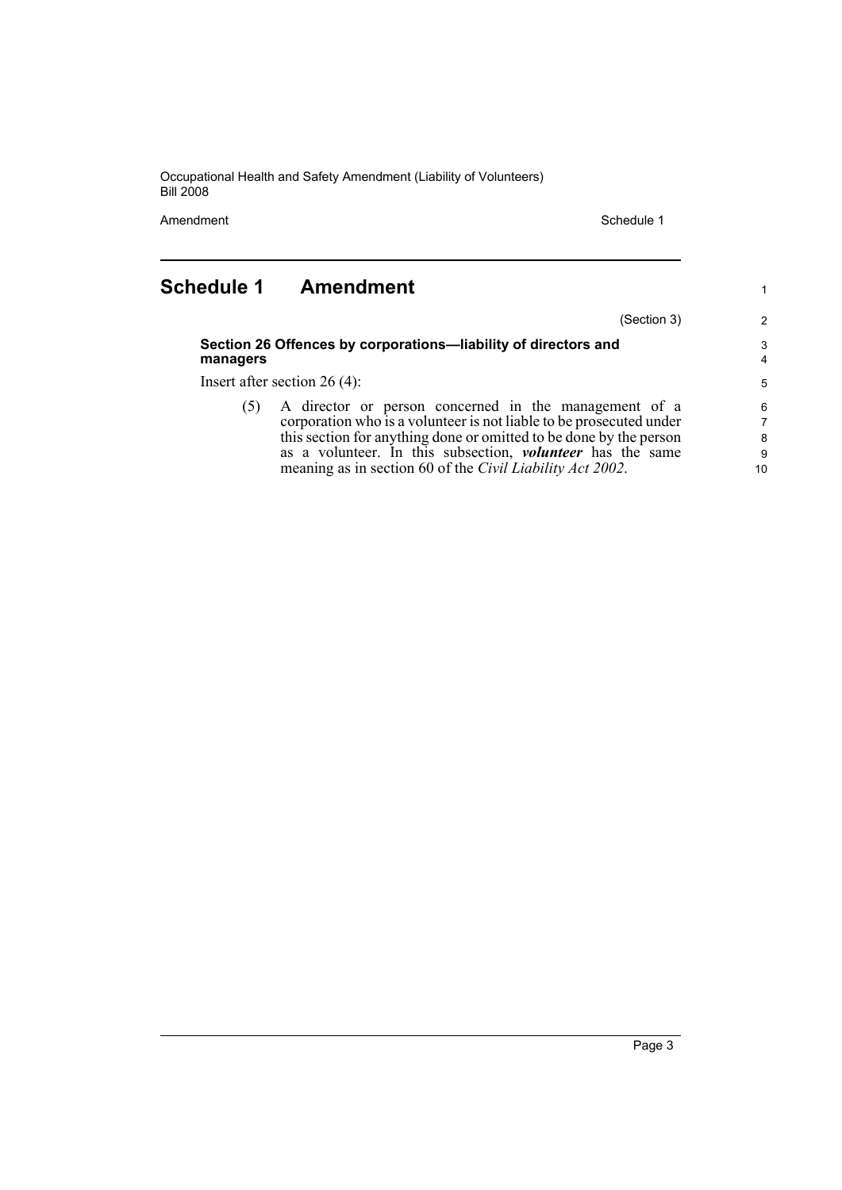# Schedule 1 Amendment

(Section 3)

**Section 26 Offences by corporations—liability of directors and managers**

Insert after section 26 (4):

(5) A director or person concerned in the management of a corporation who is a volunteer is not liable to be prosecuted under this section for anything done or omitted to be done by the person as a volunteer. In this subsection, ***volunteer*** has the same meaning as in section 60 of the *Civil Liability Act 2002*.